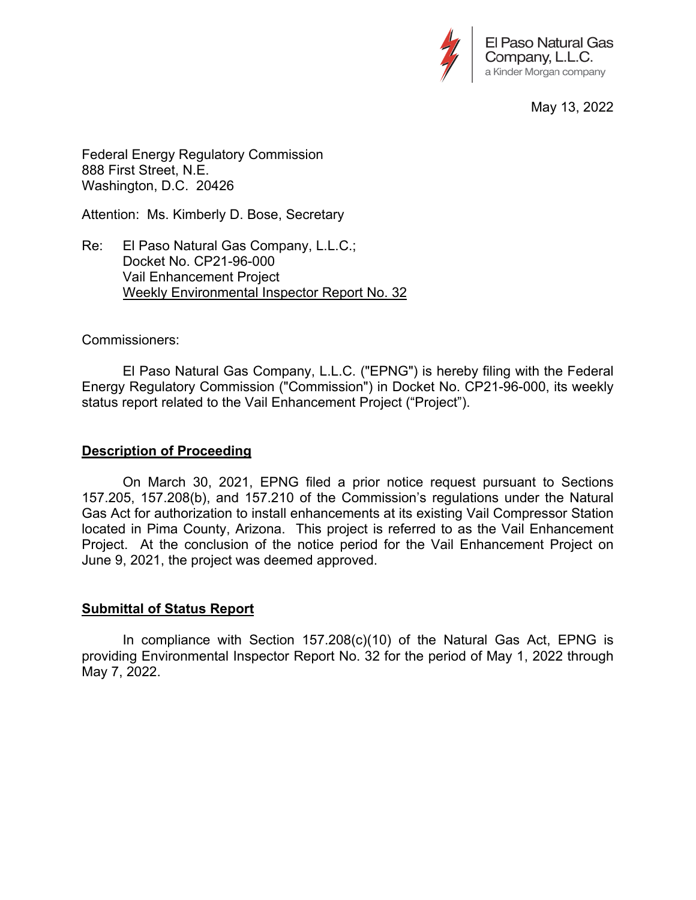El Paso Natural Gas Company, L.L.C.
a Kinder Morgan company

May 13, 2022

Federal Energy Regulatory Commission
888 First Street, N.E.
Washington, D.C. 20426

Attention: Ms. Kimberly D. Bose, Secretary

Re: El Paso Natural Gas Company, L.L.C.;
Docket No. CP21-96-000
Vail Enhancement Project
Weekly Environmental Inspector Report No. 32

Commissioners:

El Paso Natural Gas Company, L.L.C. ("EPNG") is hereby filing with the Federal Energy Regulatory Commission ("Commission") in Docket No. CP21-96-000, its weekly status report related to the Vail Enhancement Project ("Project").

## Description of Proceeding

On March 30, 2021, EPNG filed a prior notice request pursuant to Sections 157.205, 157.208(b), and 157.210 of the Commission's regulations under the Natural Gas Act for authorization to install enhancements at its existing Vail Compressor Station located in Pima County, Arizona. This project is referred to as the Vail Enhancement Project. At the conclusion of the notice period for the Vail Enhancement Project on June 9, 2021, the project was deemed approved.

## Submittal of Status Report

In compliance with Section 157.208(c)(10) of the Natural Gas Act, EPNG is providing Environmental Inspector Report No. 32 for the period of May 1, 2022 through May 7, 2022.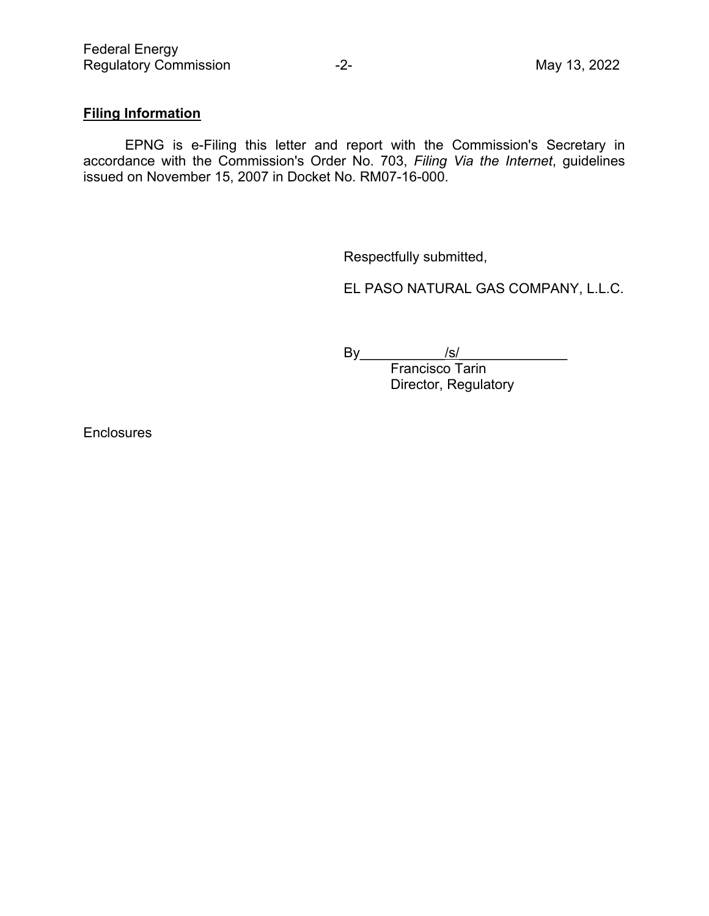**Filing Information**

EPNG is e-Filing this letter and report with the Commission's Secretary in accordance with the Commission's Order No. 703, *Filing Via the Internet*, guidelines issued on November 15, 2007 in Docket No. RM07-16-000.

Respectfully submitted,

EL PASO NATURAL GAS COMPANY, L.L.C.

By\_\_\_\_\_\_\_\_\_\_\_/s/\_\_\_\_\_\_\_\_\_\_\_\_\_\_
Francisco Tarin
Director, Regulatory

Enclosures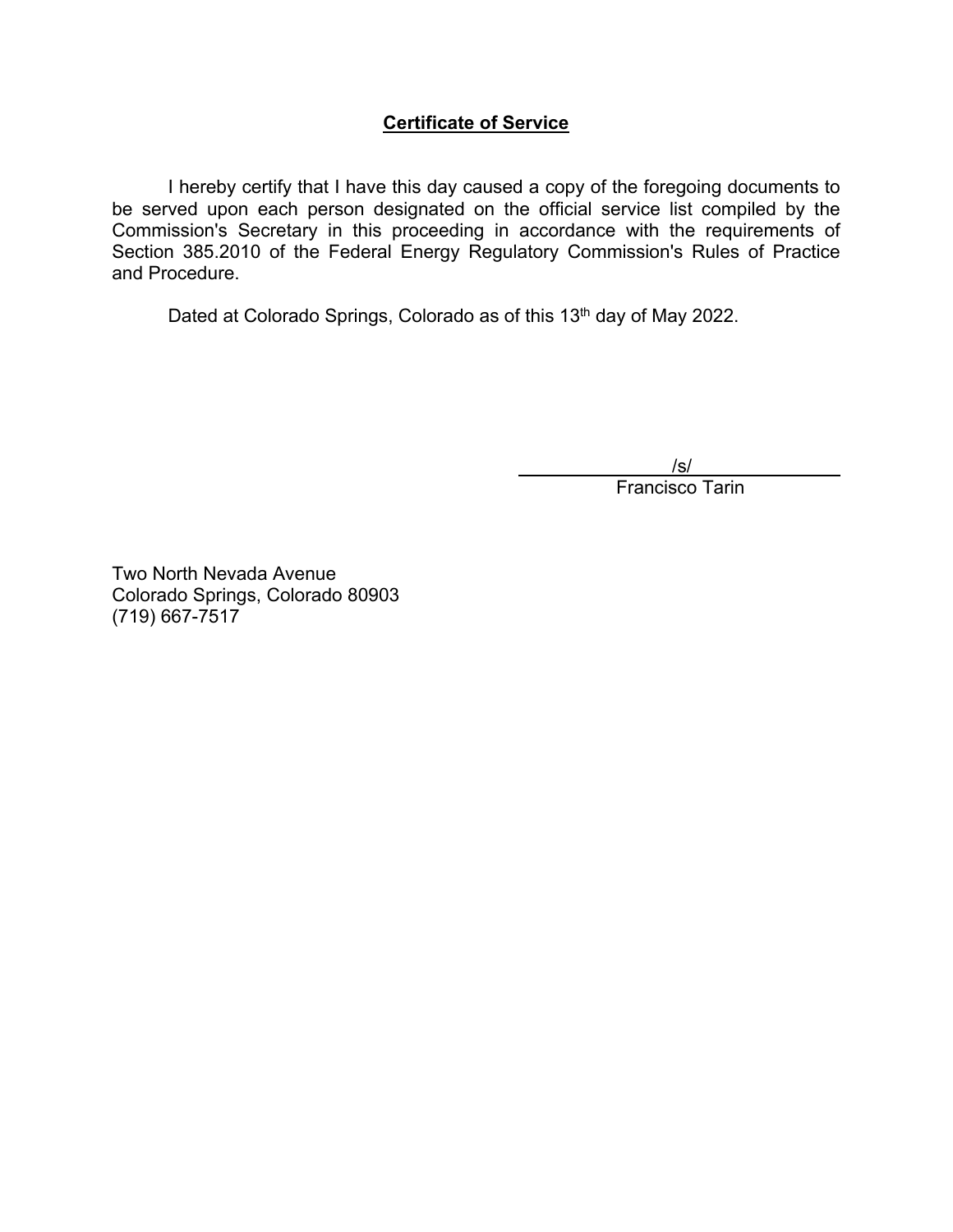**Certificate of Service**

I hereby certify that I have this day caused a copy of the foregoing documents to be served upon each person designated on the official service list compiled by the Commission's Secretary in this proceeding in accordance with the requirements of Section 385.2010 of the Federal Energy Regulatory Commission's Rules of Practice and Procedure.

Dated at Colorado Springs, Colorado as of this 13th day of May 2022.

/s/
Francisco Tarin

Two North Nevada Avenue
Colorado Springs, Colorado 80903
(719) 667-7517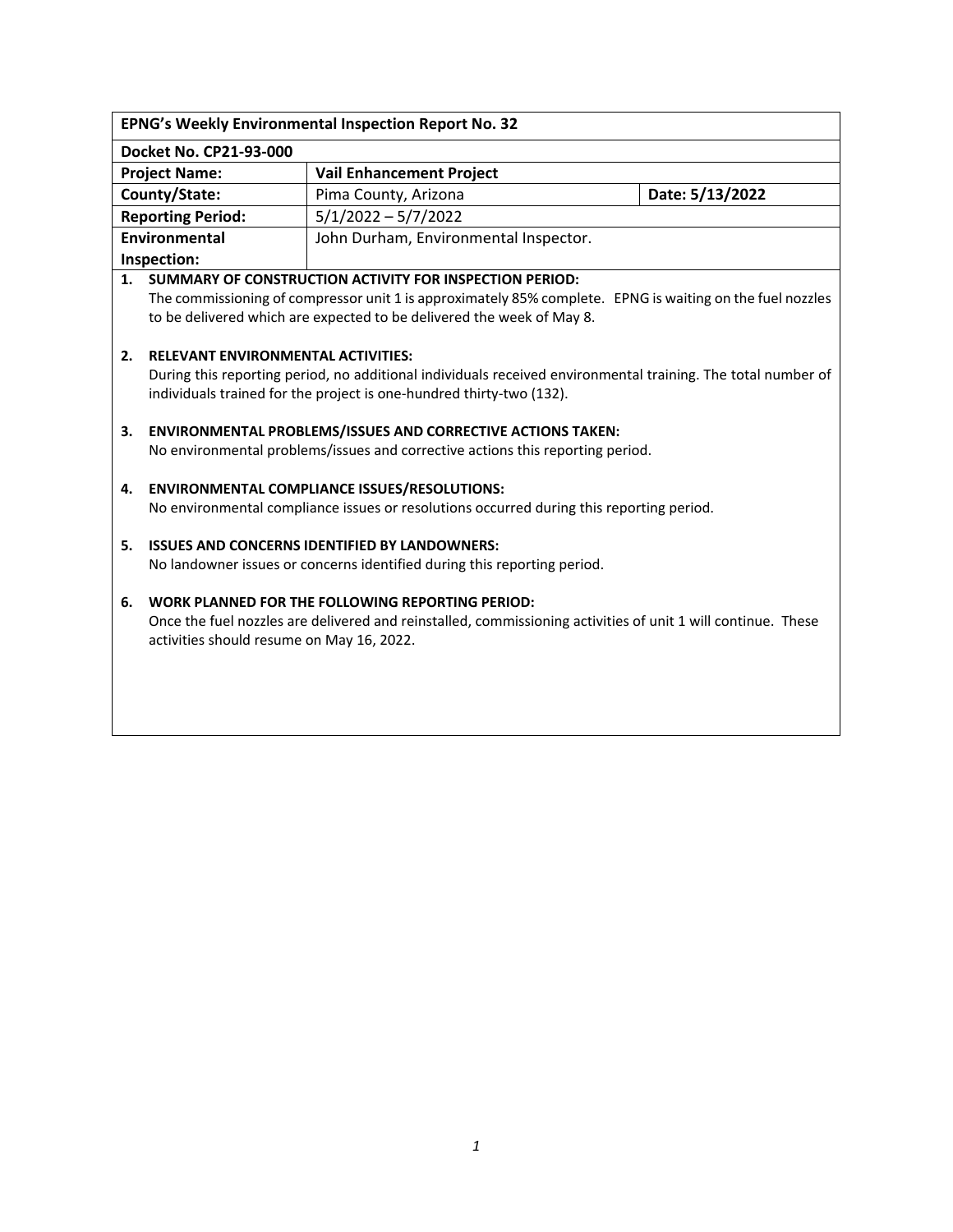| EPNG's Weekly Environmental Inspection Report No. 32 | | |
|---|---|---|
| **Docket No. CP21-93-000** | | |
| **Project Name:** | **Vail Enhancement Project** | |
| **County/State:** | Pima County, Arizona | **Date: 5/13/2022** |
| **Reporting Period:** | 5/1/2022 – 5/7/2022 | |
| **Environmental Inspection:** | John Durham, Environmental Inspector. | |

1. **SUMMARY OF CONSTRUCTION ACTIVITY FOR INSPECTION PERIOD:**
   The commissioning of compressor unit 1 is approximately 85% complete. EPNG is waiting on the fuel nozzles to be delivered which are expected to be delivered the week of May 8.

2. **RELEVANT ENVIRONMENTAL ACTIVITIES:**
   During this reporting period, no additional individuals received environmental training. The total number of individuals trained for the project is one-hundred thirty-two (132).

3. **ENVIRONMENTAL PROBLEMS/ISSUES AND CORRECTIVE ACTIONS TAKEN:**
   No environmental problems/issues and corrective actions this reporting period.

4. **ENVIRONMENTAL COMPLIANCE ISSUES/RESOLUTIONS:**
   No environmental compliance issues or resolutions occurred during this reporting period.

5. **ISSUES AND CONCERNS IDENTIFIED BY LANDOWNERS:**
   No landowner issues or concerns identified during this reporting period.

6. **WORK PLANNED FOR THE FOLLOWING REPORTING PERIOD:**
   Once the fuel nozzles are delivered and reinstalled, commissioning activities of unit 1 will continue. These activities should resume on May 16, 2022.